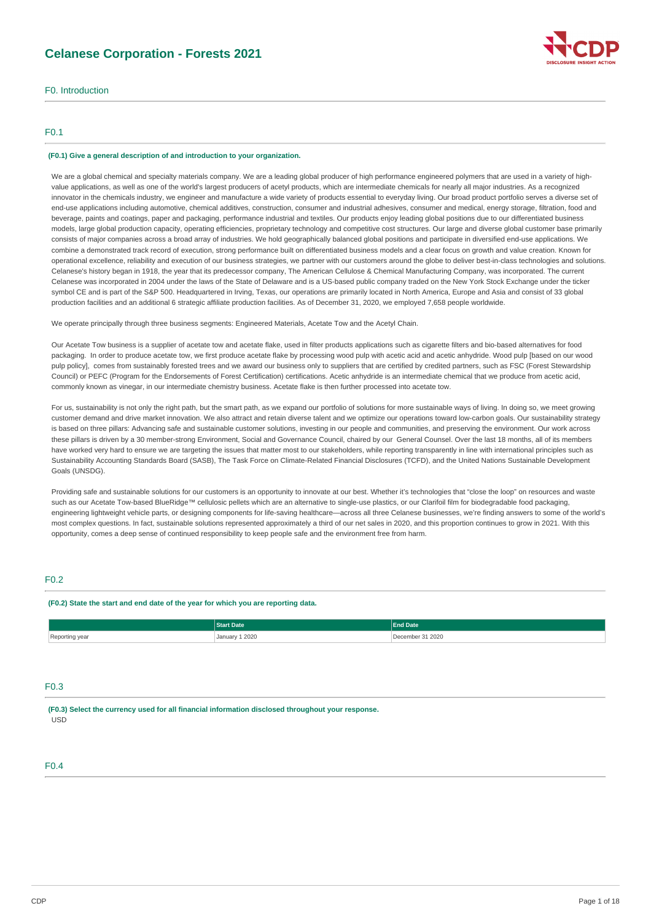# Celanese Corporation - Forests 2021

## F0. Introduction

### F0.1

**(F0.1) Give a general description of and introduction to your organization.**

We are a global chemical and specialty materials company. We are a leading global producer of high performance engineered polymers that are used in a variety of high-value applications, as well as one of the world's largest producers of acetyl products, which are intermediate chemicals for nearly all major industries. As a recognized innovator in the chemicals industry, we engineer and manufacture a wide variety of products essential to everyday living. Our broad product portfolio serves a diverse set of end-use applications including automotive, chemical additives, construction, consumer and industrial adhesives, consumer and medical, energy storage, filtration, food and beverage, paints and coatings, paper and packaging, performance industrial and textiles. Our products enjoy leading global positions due to our differentiated business models, large global production capacity, operating efficiencies, proprietary technology and competitive cost structures. Our large and diverse global customer base primarily consists of major companies across a broad array of industries. We hold geographically balanced global positions and participate in diversified end-use applications. We combine a demonstrated track record of execution, strong performance built on differentiated business models and a clear focus on growth and value creation. Known for operational excellence, reliability and execution of our business strategies, we partner with our customers around the globe to deliver best-in-class technologies and solutions. Celanese's history began in 1918, the year that its predecessor company, The American Cellulose & Chemical Manufacturing Company, was incorporated. The current Celanese was incorporated in 2004 under the laws of the State of Delaware and is a US-based public company traded on the New York Stock Exchange under the ticker symbol CE and is part of the S&P 500. Headquartered in Irving, Texas, our operations are primarily located in North America, Europe and Asia and consist of 33 global production facilities and an additional 6 strategic affiliate production facilities. As of December 31, 2020, we employed 7,658 people worldwide.

We operate principally through three business segments: Engineered Materials, Acetate Tow and the Acetyl Chain.

Our Acetate Tow business is a supplier of acetate tow and acetate flake, used in filter products applications such as cigarette filters and bio-based alternatives for food packaging. In order to produce acetate tow, we first produce acetate flake by processing wood pulp with acetic acid and acetic anhydride. Wood pulp [based on our wood pulp policy], comes from sustainably forested trees and we award our business only to suppliers that are certified by credited partners, such as FSC (Forest Stewardship Council) or PEFC (Program for the Endorsements of Forest Certification) certifications. Acetic anhydride is an intermediate chemical that we produce from acetic acid, commonly known as vinegar, in our intermediate chemistry business. Acetate flake is then further processed into acetate tow.

For us, sustainability is not only the right path, but the smart path, as we expand our portfolio of solutions for more sustainable ways of living. In doing so, we meet growing customer demand and drive market innovation. We also attract and retain diverse talent and we optimize our operations toward low-carbon goals. Our sustainability strategy is based on three pillars: Advancing safe and sustainable customer solutions, investing in our people and communities, and preserving the environment. Our work across these pillars is driven by a 30 member-strong Environment, Social and Governance Council, chaired by our General Counsel. Over the last 18 months, all of its members have worked very hard to ensure we are targeting the issues that matter most to our stakeholders, while reporting transparently in line with international principles such as Sustainability Accounting Standards Board (SASB), The Task Force on Climate-Related Financial Disclosures (TCFD), and the United Nations Sustainable Development Goals (UNSDG).

Providing safe and sustainable solutions for our customers is an opportunity to innovate at our best. Whether it's technologies that "close the loop" on resources and waste such as our Acetate Tow-based BlueRidge™ cellulosic pellets which are an alternative to single-use plastics, or our Clarifoil film for biodegradable food packaging, engineering lightweight vehicle parts, or designing components for life-saving healthcare—across all three Celanese businesses, we're finding answers to some of the world's most complex questions. In fact, sustainable solutions represented approximately a third of our net sales in 2020, and this proportion continues to grow in 2021. With this opportunity, comes a deep sense of continued responsibility to keep people safe and the environment free from harm.

### F0.2

**(F0.2) State the start and end date of the year for which you are reporting data.**

| | Start Date | End Date |
|---|---|---|
| Reporting year | January 1 2020 | December 31 2020 |

### F0.3

**(F0.3) Select the currency used for all financial information disclosed throughout your response.**

USD

### F0.4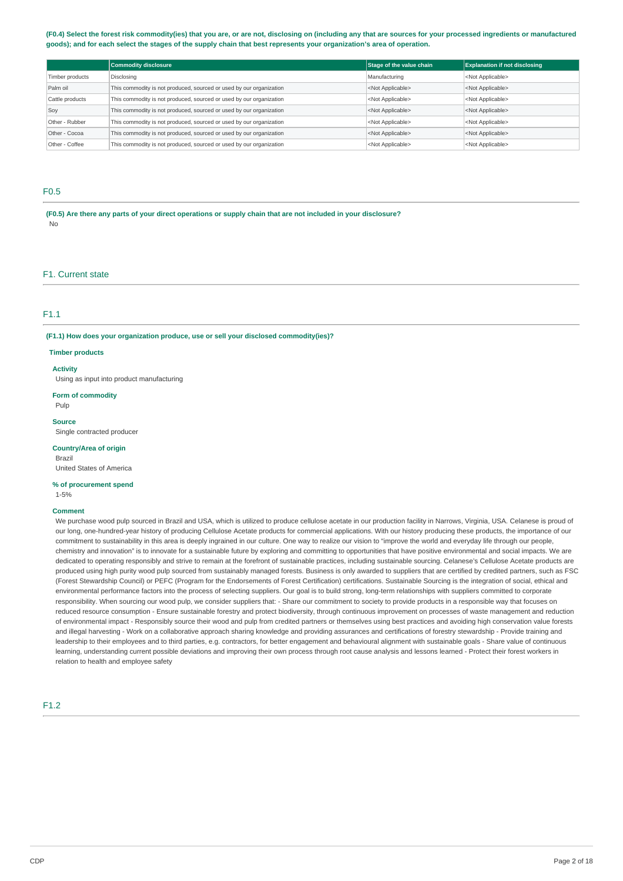**(F0.4) Select the forest risk commodity(ies) that you are, or are not, disclosing on (including any that are sources for your processed ingredients or manufactured goods); and for each select the stages of the supply chain that best represents your organization's area of operation.**

| | Commodity disclosure | Stage of the value chain | Explanation if not disclosing |
|---|---|---|---|
| Timber products | Disclosing | Manufacturing | <Not Applicable> |
| Palm oil | This commodity is not produced, sourced or used by our organization | <Not Applicable> | <Not Applicable> |
| Cattle products | This commodity is not produced, sourced or used by our organization | <Not Applicable> | <Not Applicable> |
| Soy | This commodity is not produced, sourced or used by our organization | <Not Applicable> | <Not Applicable> |
| Other - Rubber | This commodity is not produced, sourced or used by our organization | <Not Applicable> | <Not Applicable> |
| Other - Cocoa | This commodity is not produced, sourced or used by our organization | <Not Applicable> | <Not Applicable> |
| Other - Coffee | This commodity is not produced, sourced or used by our organization | <Not Applicable> | <Not Applicable> |

## F0.5

**(F0.5) Are there any parts of your direct operations or supply chain that are not included in your disclosure?**

No

## F1. Current state

## F1.1

**(F1.1) How does your organization produce, use or sell your disclosed commodity(ies)?**

**Timber products**

**Activity**

Using as input into product manufacturing

**Form of commodity**

Pulp

**Source**

Single contracted producer

**Country/Area of origin**

Brazil
United States of America

**% of procurement spend**

1-5%

**Comment**

We purchase wood pulp sourced in Brazil and USA, which is utilized to produce cellulose acetate in our production facility in Narrows, Virginia, USA. Celanese is proud of our long, one-hundred-year history of producing Cellulose Acetate products for commercial applications. With our history producing these products, the importance of our commitment to sustainability in this area is deeply ingrained in our culture. One way to realize our vision to "improve the world and everyday life through our people, chemistry and innovation" is to innovate for a sustainable future by exploring and committing to opportunities that have positive environmental and social impacts. We are dedicated to operating responsibly and strive to remain at the forefront of sustainable practices, including sustainable sourcing. Celanese's Cellulose Acetate products are produced using high purity wood pulp sourced from sustainably managed forests. Business is only awarded to suppliers that are certified by credited partners, such as FSC (Forest Stewardship Council) or PEFC (Program for the Endorsements of Forest Certification) certifications. Sustainable Sourcing is the integration of social, ethical and environmental performance factors into the process of selecting suppliers. Our goal is to build strong, long-term relationships with suppliers committed to corporate responsibility. When sourcing our wood pulp, we consider suppliers that: - Share our commitment to society to provide products in a responsible way that focuses on reduced resource consumption - Ensure sustainable forestry and protect biodiversity, through continuous improvement on processes of waste management and reduction of environmental impact - Responsibly source their wood and pulp from credited partners or themselves using best practices and avoiding high conservation value forests and illegal harvesting - Work on a collaborative approach sharing knowledge and providing assurances and certifications of forestry stewardship - Provide training and leadership to their employees and to third parties, e.g. contractors, for better engagement and behavioural alignment with sustainable goals - Share value of continuous learning, understanding current possible deviations and improving their own process through root cause analysis and lessons learned - Protect their forest workers in relation to health and employee safety

## F1.2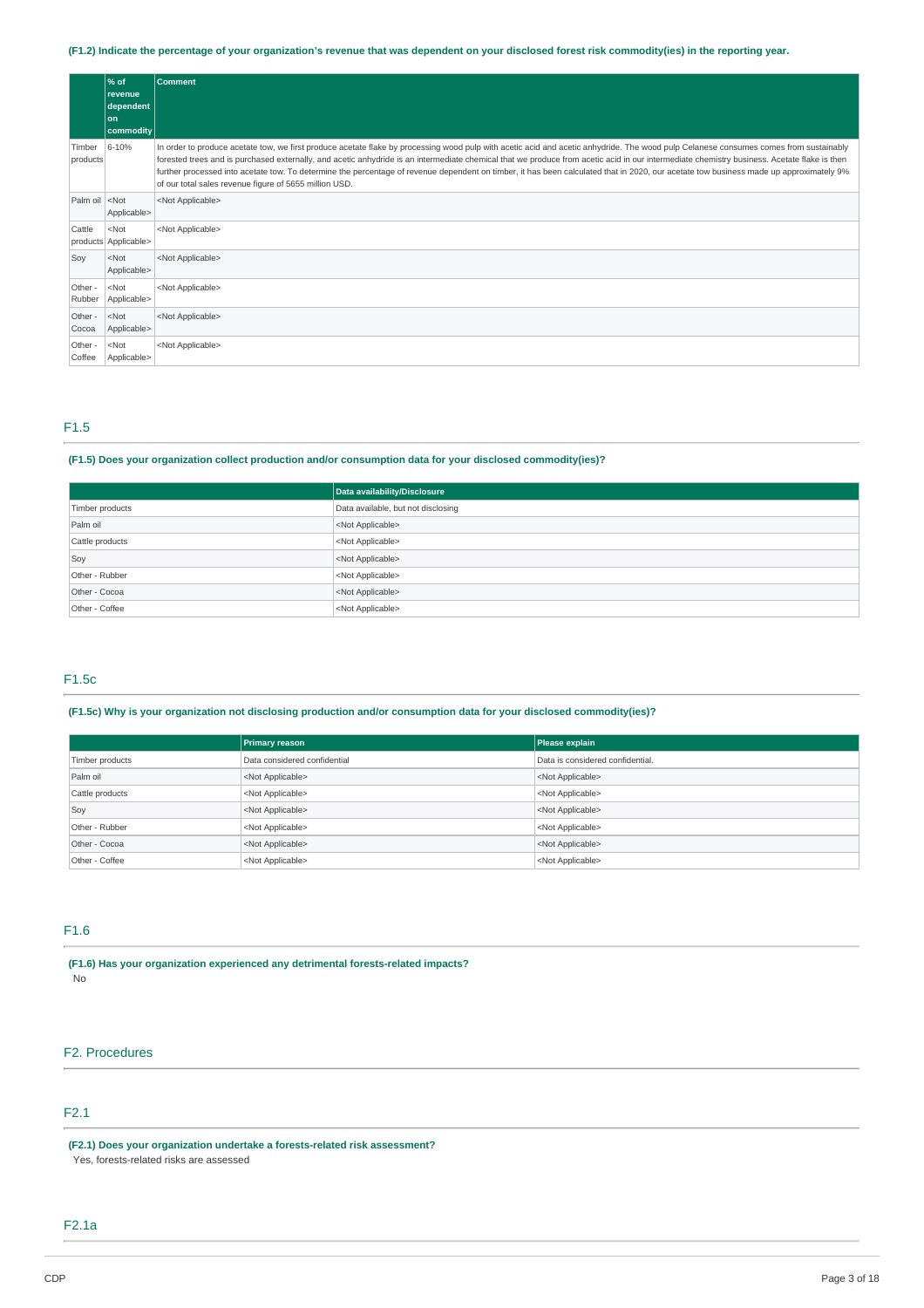**(F1.2) Indicate the percentage of your organization's revenue that was dependent on your disclosed forest risk commodity(ies) in the reporting year.**

| | % of revenue dependent on commodity | Comment |
|---|---|---|
| Timber products | 6-10% | In order to produce acetate tow, we first produce acetate flake by processing wood pulp with acetic acid and acetic anhydride. The wood pulp Celanese consumes comes from sustainably forested trees and is purchased externally, and acetic anhydride is an intermediate chemical that we produce from acetic acid in our intermediate chemistry business. Acetate flake is then further processed into acetate tow. To determine the percentage of revenue dependent on timber, it has been calculated that in 2020, our acetate tow business made up approximately 9% of our total sales revenue figure of 5655 million USD. |
| Palm oil | <Not Applicable> | <Not Applicable> |
| Cattle products | <Not Applicable> | <Not Applicable> |
| Soy | <Not Applicable> | <Not Applicable> |
| Other - Rubber | <Not Applicable> | <Not Applicable> |
| Other - Cocoa | <Not Applicable> | <Not Applicable> |
| Other - Coffee | <Not Applicable> | <Not Applicable> |

## F1.5

**(F1.5) Does your organization collect production and/or consumption data for your disclosed commodity(ies)?**

| | Data availability/Disclosure |
|---|---|
| Timber products | Data available, but not disclosing |
| Palm oil | <Not Applicable> |
| Cattle products | <Not Applicable> |
| Soy | <Not Applicable> |
| Other - Rubber | <Not Applicable> |
| Other - Cocoa | <Not Applicable> |
| Other - Coffee | <Not Applicable> |

## F1.5c

**(F1.5c) Why is your organization not disclosing production and/or consumption data for your disclosed commodity(ies)?**

| | Primary reason | Please explain |
|---|---|---|
| Timber products | Data considered confidential | Data is considered confidential. |
| Palm oil | <Not Applicable> | <Not Applicable> |
| Cattle products | <Not Applicable> | <Not Applicable> |
| Soy | <Not Applicable> | <Not Applicable> |
| Other - Rubber | <Not Applicable> | <Not Applicable> |
| Other - Cocoa | <Not Applicable> | <Not Applicable> |
| Other - Coffee | <Not Applicable> | <Not Applicable> |

## F1.6

**(F1.6) Has your organization experienced any detrimental forests-related impacts?**

No

## F2. Procedures

## F2.1

**(F2.1) Does your organization undertake a forests-related risk assessment?**

Yes, forests-related risks are assessed

## F2.1a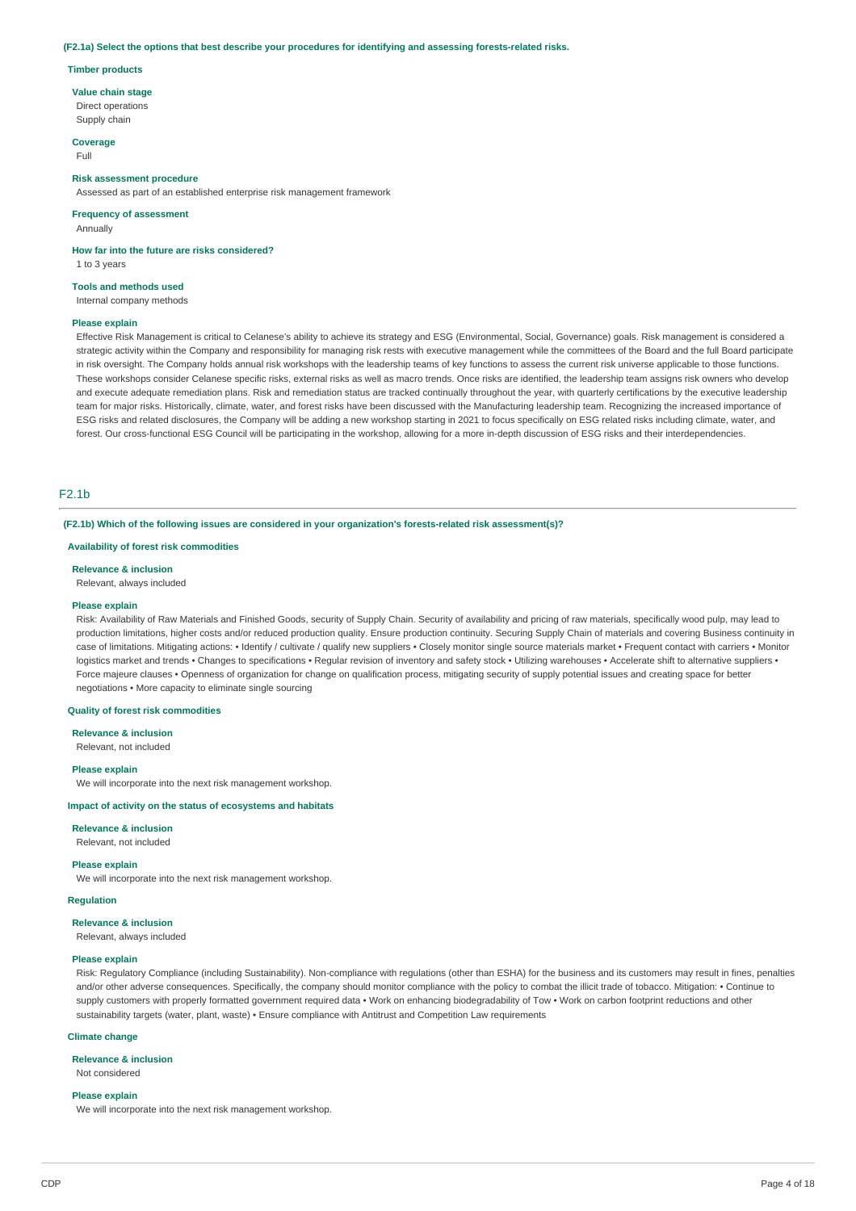**(F2.1a) Select the options that best describe your procedures for identifying and assessing forests-related risks.**

**Timber products**

**Value chain stage**

Direct operations
Supply chain

**Coverage**

Full

**Risk assessment procedure**

Assessed as part of an established enterprise risk management framework

**Frequency of assessment**

Annually

**How far into the future are risks considered?**

1 to 3 years

**Tools and methods used**

Internal company methods

**Please explain**

Effective Risk Management is critical to Celanese's ability to achieve its strategy and ESG (Environmental, Social, Governance) goals. Risk management is considered a strategic activity within the Company and responsibility for managing risk rests with executive management while the committees of the Board and the full Board participate in risk oversight. The Company holds annual risk workshops with the leadership teams of key functions to assess the current risk universe applicable to those functions. These workshops consider Celanese specific risks, external risks as well as macro trends. Once risks are identified, the leadership team assigns risk owners who develop and execute adequate remediation plans. Risk and remediation status are tracked continually throughout the year, with quarterly certifications by the executive leadership team for major risks. Historically, climate, water, and forest risks have been discussed with the Manufacturing leadership team. Recognizing the increased importance of ESG risks and related disclosures, the Company will be adding a new workshop starting in 2021 to focus specifically on ESG related risks including climate, water, and forest. Our cross-functional ESG Council will be participating in the workshop, allowing for a more in-depth discussion of ESG risks and their interdependencies.

## F2.1b

**(F2.1b) Which of the following issues are considered in your organization's forests-related risk assessment(s)?**

**Availability of forest risk commodities**

**Relevance & inclusion**

Relevant, always included

**Please explain**

Risk: Availability of Raw Materials and Finished Goods, security of Supply Chain. Security of availability and pricing of raw materials, specifically wood pulp, may lead to production limitations, higher costs and/or reduced production quality. Ensure production continuity. Securing Supply Chain of materials and covering Business continuity in case of limitations. Mitigating actions: • Identify / cultivate / qualify new suppliers • Closely monitor single source materials market • Frequent contact with carriers • Monitor logistics market and trends • Changes to specifications • Regular revision of inventory and safety stock • Utilizing warehouses • Accelerate shift to alternative suppliers • Force majeure clauses • Openness of organization for change on qualification process, mitigating security of supply potential issues and creating space for better negotiations • More capacity to eliminate single sourcing

**Quality of forest risk commodities**

**Relevance & inclusion**

Relevant, not included

**Please explain**

We will incorporate into the next risk management workshop.

**Impact of activity on the status of ecosystems and habitats**

**Relevance & inclusion**

Relevant, not included

**Please explain**

We will incorporate into the next risk management workshop.

**Regulation**

**Relevance & inclusion**

Relevant, always included

**Please explain**

Risk: Regulatory Compliance (including Sustainability). Non-compliance with regulations (other than ESHA) for the business and its customers may result in fines, penalties and/or other adverse consequences. Specifically, the company should monitor compliance with the policy to combat the illicit trade of tobacco. Mitigation: • Continue to supply customers with properly formatted government required data • Work on enhancing biodegradability of Tow • Work on carbon footprint reductions and other sustainability targets (water, plant, waste) • Ensure compliance with Antitrust and Competition Law requirements

**Climate change**

**Relevance & inclusion**

Not considered

**Please explain**

We will incorporate into the next risk management workshop.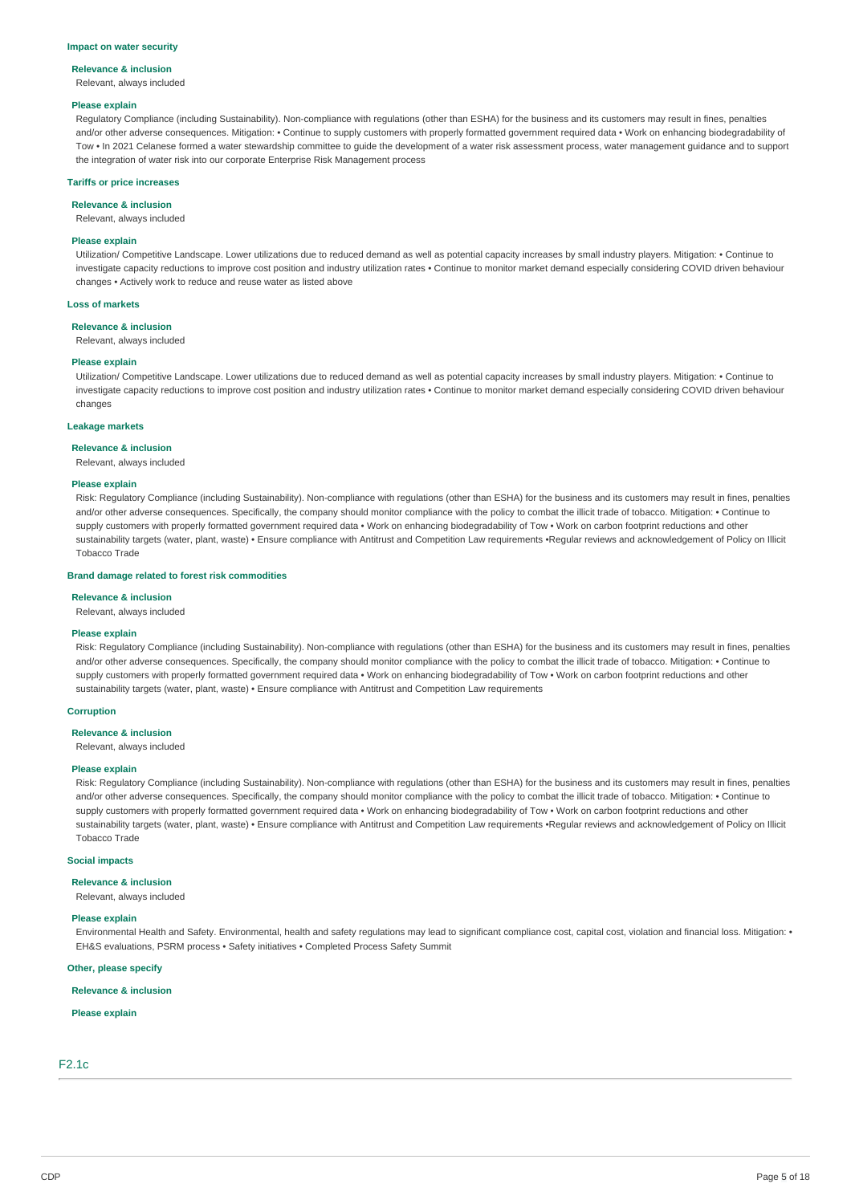#### Impact on water security

**Relevance & inclusion**

Relevant, always included

**Please explain**

Regulatory Compliance (including Sustainability). Non-compliance with regulations (other than ESHA) for the business and its customers may result in fines, penalties and/or other adverse consequences. Mitigation: • Continue to supply customers with properly formatted government required data • Work on enhancing biodegradability of Tow • In 2021 Celanese formed a water stewardship committee to guide the development of a water risk assessment process, water management guidance and to support the integration of water risk into our corporate Enterprise Risk Management process

#### Tariffs or price increases

**Relevance & inclusion**

Relevant, always included

**Please explain**

Utilization/ Competitive Landscape. Lower utilizations due to reduced demand as well as potential capacity increases by small industry players. Mitigation: • Continue to investigate capacity reductions to improve cost position and industry utilization rates • Continue to monitor market demand especially considering COVID driven behaviour changes • Actively work to reduce and reuse water as listed above

#### Loss of markets

**Relevance & inclusion**

Relevant, always included

**Please explain**

Utilization/ Competitive Landscape. Lower utilizations due to reduced demand as well as potential capacity increases by small industry players. Mitigation: • Continue to investigate capacity reductions to improve cost position and industry utilization rates • Continue to monitor market demand especially considering COVID driven behaviour changes

#### Leakage markets

**Relevance & inclusion**

Relevant, always included

**Please explain**

Risk: Regulatory Compliance (including Sustainability). Non-compliance with regulations (other than ESHA) for the business and its customers may result in fines, penalties and/or other adverse consequences. Specifically, the company should monitor compliance with the policy to combat the illicit trade of tobacco. Mitigation: • Continue to supply customers with properly formatted government required data • Work on enhancing biodegradability of Tow • Work on carbon footprint reductions and other sustainability targets (water, plant, waste) • Ensure compliance with Antitrust and Competition Law requirements •Regular reviews and acknowledgement of Policy on Illicit Tobacco Trade

#### Brand damage related to forest risk commodities

**Relevance & inclusion**

Relevant, always included

**Please explain**

Risk: Regulatory Compliance (including Sustainability). Non-compliance with regulations (other than ESHA) for the business and its customers may result in fines, penalties and/or other adverse consequences. Specifically, the company should monitor compliance with the policy to combat the illicit trade of tobacco. Mitigation: • Continue to supply customers with properly formatted government required data • Work on enhancing biodegradability of Tow • Work on carbon footprint reductions and other sustainability targets (water, plant, waste) • Ensure compliance with Antitrust and Competition Law requirements

#### Corruption

**Relevance & inclusion**

Relevant, always included

**Please explain**

Risk: Regulatory Compliance (including Sustainability). Non-compliance with regulations (other than ESHA) for the business and its customers may result in fines, penalties and/or other adverse consequences. Specifically, the company should monitor compliance with the policy to combat the illicit trade of tobacco. Mitigation: • Continue to supply customers with properly formatted government required data • Work on enhancing biodegradability of Tow • Work on carbon footprint reductions and other sustainability targets (water, plant, waste) • Ensure compliance with Antitrust and Competition Law requirements •Regular reviews and acknowledgement of Policy on Illicit Tobacco Trade

#### Social impacts

**Relevance & inclusion**

Relevant, always included

**Please explain**

Environmental Health and Safety. Environmental, health and safety regulations may lead to significant compliance cost, capital cost, violation and financial loss. Mitigation: • EH&S evaluations, PSRM process • Safety initiatives • Completed Process Safety Summit

#### Other, please specify

**Relevance & inclusion**

**Please explain**

## F2.1c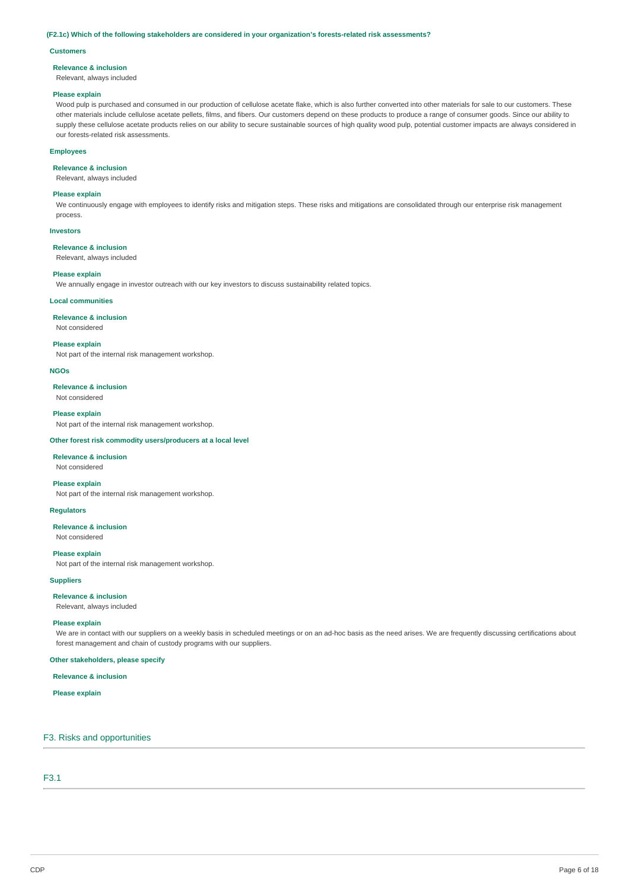**(F2.1c) Which of the following stakeholders are considered in your organization's forests-related risk assessments?**

**Customers**

**Relevance & inclusion**

Relevant, always included

**Please explain**

Wood pulp is purchased and consumed in our production of cellulose acetate flake, which is also further converted into other materials for sale to our customers. These other materials include cellulose acetate pellets, films, and fibers. Our customers depend on these products to produce a range of consumer goods. Since our ability to supply these cellulose acetate products relies on our ability to secure sustainable sources of high quality wood pulp, potential customer impacts are always considered in our forests-related risk assessments.

**Employees**

**Relevance & inclusion**

Relevant, always included

**Please explain**

We continuously engage with employees to identify risks and mitigation steps. These risks and mitigations are consolidated through our enterprise risk management process.

**Investors**

**Relevance & inclusion**

Relevant, always included

**Please explain**

We annually engage in investor outreach with our key investors to discuss sustainability related topics.

**Local communities**

**Relevance & inclusion**

Not considered

**Please explain**

Not part of the internal risk management workshop.

**NGOs**

**Relevance & inclusion**

Not considered

**Please explain**

Not part of the internal risk management workshop.

**Other forest risk commodity users/producers at a local level**

**Relevance & inclusion**

Not considered

**Please explain**

Not part of the internal risk management workshop.

**Regulators**

**Relevance & inclusion**

Not considered

**Please explain**

Not part of the internal risk management workshop.

**Suppliers**

**Relevance & inclusion**

Relevant, always included

**Please explain**

We are in contact with our suppliers on a weekly basis in scheduled meetings or on an ad-hoc basis as the need arises. We are frequently discussing certifications about forest management and chain of custody programs with our suppliers.

**Other stakeholders, please specify**

**Relevance & inclusion**

**Please explain**

## F3. Risks and opportunities

### F3.1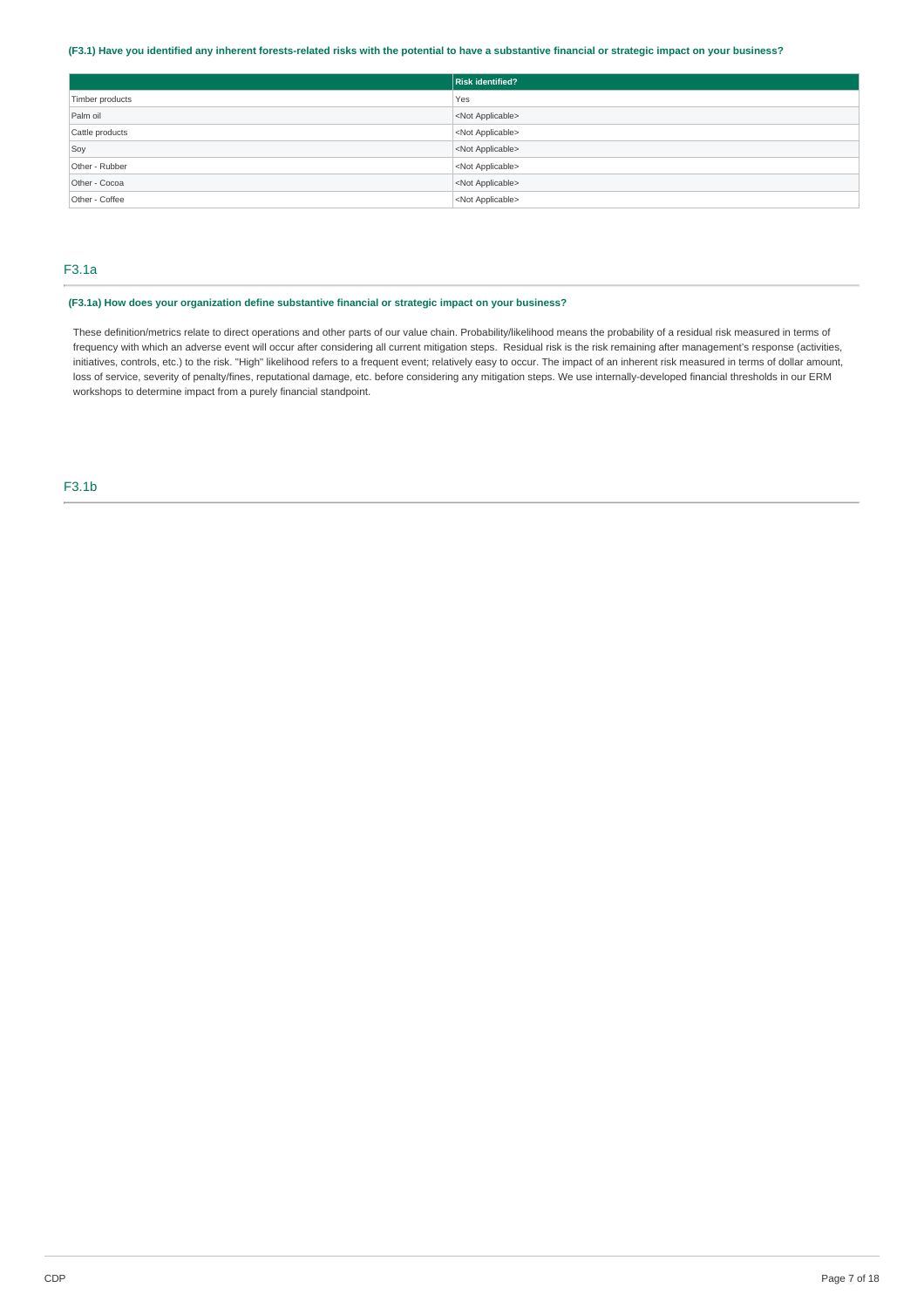**(F3.1) Have you identified any inherent forests-related risks with the potential to have a substantive financial or strategic impact on your business?**

| | Risk identified? |
|---|---|
| Timber products | Yes |
| Palm oil | <Not Applicable> |
| Cattle products | <Not Applicable> |
| Soy | <Not Applicable> |
| Other - Rubber | <Not Applicable> |
| Other - Cocoa | <Not Applicable> |
| Other - Coffee | <Not Applicable> |

## F3.1a

**(F3.1a) How does your organization define substantive financial or strategic impact on your business?**

These definition/metrics relate to direct operations and other parts of our value chain. Probability/likelihood means the probability of a residual risk measured in terms of frequency with which an adverse event will occur after considering all current mitigation steps. Residual risk is the risk remaining after management's response (activities, initiatives, controls, etc.) to the risk. "High" likelihood refers to a frequent event; relatively easy to occur. The impact of an inherent risk measured in terms of dollar amount, loss of service, severity of penalty/fines, reputational damage, etc. before considering any mitigation steps. We use internally-developed financial thresholds in our ERM workshops to determine impact from a purely financial standpoint.

## F3.1b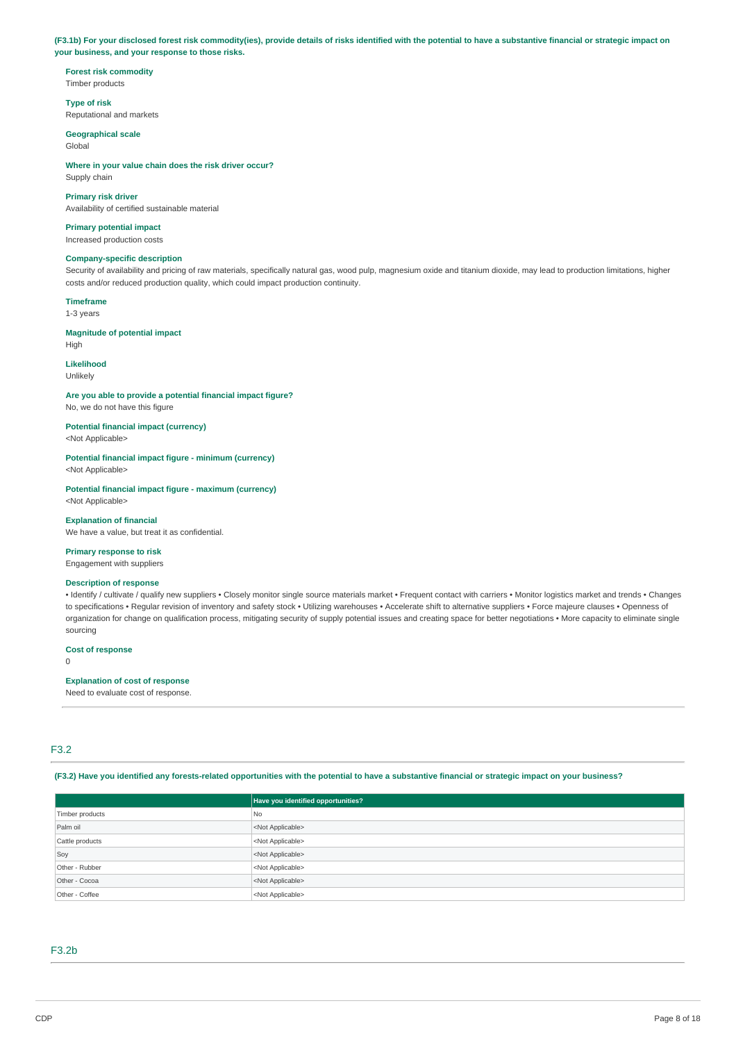**(F3.1b) For your disclosed forest risk commodity(ies), provide details of risks identified with the potential to have a substantive financial or strategic impact on your business, and your response to those risks.**

**Forest risk commodity**
Timber products

**Type of risk**
Reputational and markets

**Geographical scale**
Global

**Where in your value chain does the risk driver occur?**
Supply chain

**Primary risk driver**
Availability of certified sustainable material

**Primary potential impact**
Increased production costs

**Company-specific description**
Security of availability and pricing of raw materials, specifically natural gas, wood pulp, magnesium oxide and titanium dioxide, may lead to production limitations, higher costs and/or reduced production quality, which could impact production continuity.

**Timeframe**
1-3 years

**Magnitude of potential impact**
High

**Likelihood**
Unlikely

**Are you able to provide a potential financial impact figure?**
No, we do not have this figure

**Potential financial impact (currency)**
<Not Applicable>

**Potential financial impact figure - minimum (currency)**
<Not Applicable>

**Potential financial impact figure - maximum (currency)**
<Not Applicable>

**Explanation of financial**
We have a value, but treat it as confidential.

**Primary response to risk**
Engagement with suppliers

**Description of response**
• Identify / cultivate / qualify new suppliers • Closely monitor single source materials market • Frequent contact with carriers • Monitor logistics market and trends • Changes to specifications • Regular revision of inventory and safety stock • Utilizing warehouses • Accelerate shift to alternative suppliers • Force majeure clauses • Openness of organization for change on qualification process, mitigating security of supply potential issues and creating space for better negotiations • More capacity to eliminate single sourcing

**Cost of response**
0

**Explanation of cost of response**
Need to evaluate cost of response.

## F3.2

**(F3.2) Have you identified any forests-related opportunities with the potential to have a substantive financial or strategic impact on your business?**

| | Have you identified opportunities? |
|---|---|
| Timber products | No |
| Palm oil | <Not Applicable> |
| Cattle products | <Not Applicable> |
| Soy | <Not Applicable> |
| Other - Rubber | <Not Applicable> |
| Other - Cocoa | <Not Applicable> |
| Other - Coffee | <Not Applicable> |

## F3.2b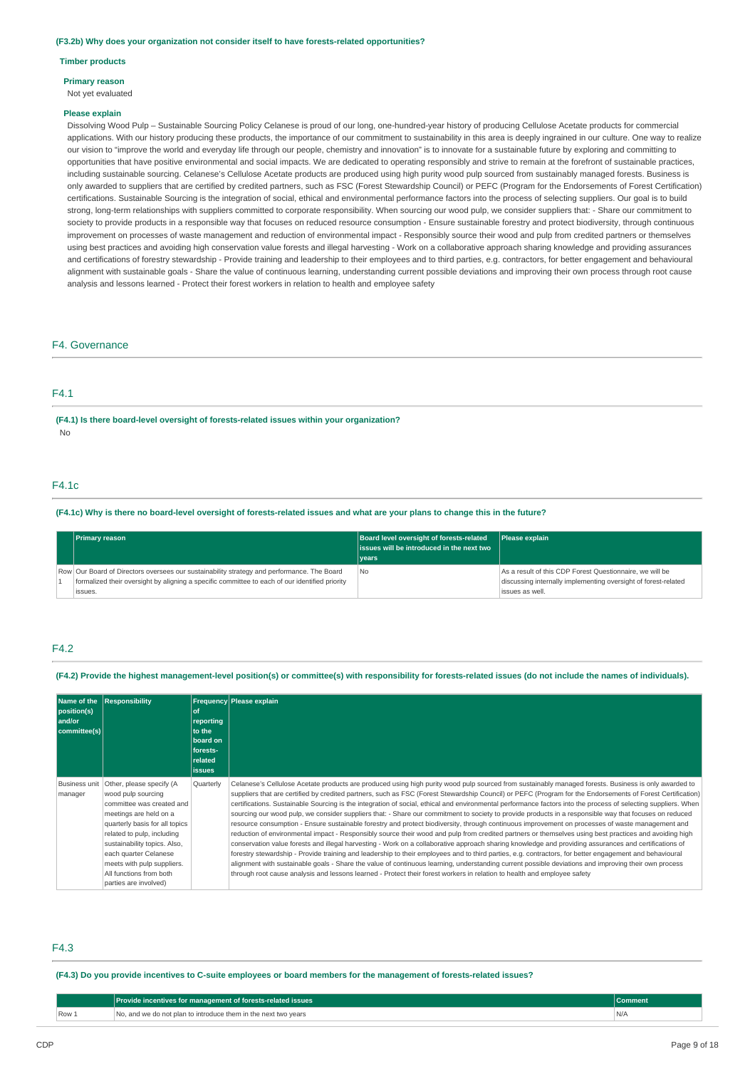**(F3.2b) Why does your organization not consider itself to have forests-related opportunities?**

**Timber products**

**Primary reason**

Not yet evaluated

**Please explain**

Dissolving Wood Pulp – Sustainable Sourcing Policy Celanese is proud of our long, one-hundred-year history of producing Cellulose Acetate products for commercial applications. With our history producing these products, the importance of our commitment to sustainability in this area is deeply ingrained in our culture. One way to realize our vision to "improve the world and everyday life through our people, chemistry and innovation" is to innovate for a sustainable future by exploring and committing to opportunities that have positive environmental and social impacts. We are dedicated to operating responsibly and strive to remain at the forefront of sustainable practices, including sustainable sourcing. Celanese's Cellulose Acetate products are produced using high purity wood pulp sourced from sustainably managed forests. Business is only awarded to suppliers that are certified by credited partners, such as FSC (Forest Stewardship Council) or PEFC (Program for the Endorsements of Forest Certification) certifications. Sustainable Sourcing is the integration of social, ethical and environmental performance factors into the process of selecting suppliers. Our goal is to build strong, long-term relationships with suppliers committed to corporate responsibility. When sourcing our wood pulp, we consider suppliers that: - Share our commitment to society to provide products in a responsible way that focuses on reduced resource consumption - Ensure sustainable forestry and protect biodiversity, through continuous improvement on processes of waste management and reduction of environmental impact - Responsibly source their wood and pulp from credited partners or themselves using best practices and avoiding high conservation value forests and illegal harvesting - Work on a collaborative approach sharing knowledge and providing assurances and certifications of forestry stewardship - Provide training and leadership to their employees and to third parties, e.g. contractors, for better engagement and behavioural alignment with sustainable goals - Share the value of continuous learning, understanding current possible deviations and improving their own process through root cause analysis and lessons learned - Protect their forest workers in relation to health and employee safety

## F4. Governance

### F4.1

**(F4.1) Is there board-level oversight of forests-related issues within your organization?**

No

### F4.1c

**(F4.1c) Why is there no board-level oversight of forests-related issues and what are your plans to change this in the future?**

| | Primary reason | Board level oversight of forests-related issues will be introduced in the next two years | Please explain |
|---|---|---|---|
| Row 1 | Our Board of Directors oversees our sustainability strategy and performance. The Board formalized their oversight by aligning a specific committee to each of our identified priority issues. | No | As a result of this CDP Forest Questionnaire, we will be discussing internally implementing oversight of forest-related issues as well. |

### F4.2

**(F4.2) Provide the highest management-level position(s) or committee(s) with responsibility for forests-related issues (do not include the names of individuals).**

| Name of the position(s) and/or committee(s) | Responsibility | Frequency of reporting to the board on forests-related issues | Please explain |
|---|---|---|---|
| Business unit manager | Other, please specify (A wood pulp sourcing committee was created and meetings are held on a quarterly basis for all topics related to pulp, including sustainability topics. Also, each quarter Celanese meets with pulp suppliers. All functions from both parties are involved) | Quarterly | Celanese's Cellulose Acetate products are produced using high purity wood pulp sourced from sustainably managed forests. Business is only awarded to suppliers that are certified by credited partners, such as FSC (Forest Stewardship Council) or PEFC (Program for the Endorsements of Forest Certification) certifications. Sustainable Sourcing is the integration of social, ethical and environmental performance factors into the process of selecting suppliers. When sourcing our wood pulp, we consider suppliers that: - Share our commitment to society to provide products in a responsible way that focuses on reduced resource consumption - Ensure sustainable forestry and protect biodiversity, through continuous improvement on processes of waste management and reduction of environmental impact - Responsibly source their wood and pulp from credited partners or themselves using best practices and avoiding high conservation value forests and illegal harvesting - Work on a collaborative approach sharing knowledge and providing assurances and certifications of forestry stewardship - Provide training and leadership to their employees and to third parties, e.g. contractors, for better engagement and behavioural alignment with sustainable goals - Share the value of continuous learning, understanding current possible deviations and improving their own process through root cause analysis and lessons learned - Protect their forest workers in relation to health and employee safety |

### F4.3

**(F4.3) Do you provide incentives to C-suite employees or board members for the management of forests-related issues?**

| | Provide incentives for management of forests-related issues | Comment |
|---|---|---|
| Row 1 | No, and we do not plan to introduce them in the next two years | N/A |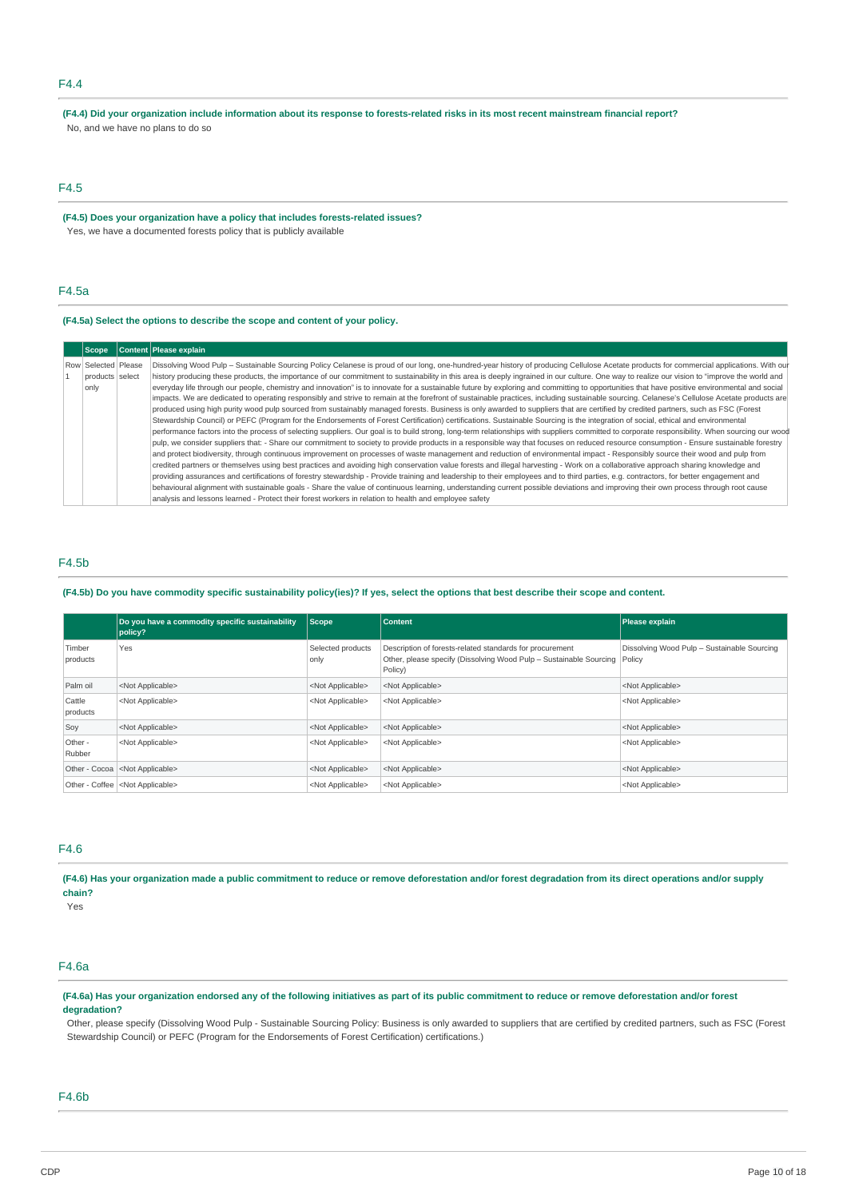## F4.4

**(F4.4) Did your organization include information about its response to forests-related risks in its most recent mainstream financial report?**

No, and we have no plans to do so

## F4.5

**(F4.5) Does your organization have a policy that includes forests-related issues?**

Yes, we have a documented forests policy that is publicly available

## F4.5a

**(F4.5a) Select the options to describe the scope and content of your policy.**

| | Scope | Content | Please explain |
|---|---|---|---|
| Row 1 | Selected products only | Please select | Dissolving Wood Pulp – Sustainable Sourcing Policy Celanese is proud of our long, one-hundred-year history of producing Cellulose Acetate products for commercial applications. With our history producing these products, the importance of our commitment to sustainability in this area is deeply ingrained in our culture. One way to realize our vision to "improve the world and everyday life through our people, chemistry and innovation" is to innovate for a sustainable future by exploring and committing to opportunities that have positive environmental and social impacts. We are dedicated to operating responsibly and strive to remain at the forefront of sustainable practices, including sustainable sourcing. Celanese's Cellulose Acetate products are produced using high purity wood pulp sourced from sustainably managed forests. Business is only awarded to suppliers that are certified by credited partners, such as FSC (Forest Stewardship Council) or PEFC (Program for the Endorsements of Forest Certification) certifications. Sustainable Sourcing is the integration of social, ethical and environmental performance factors into the process of selecting suppliers. Our goal is to build strong, long-term relationships with suppliers committed to corporate responsibility. When sourcing our wood pulp, we consider suppliers that: - Share our commitment to society to provide products in a responsible way that focuses on reduced resource consumption - Ensure sustainable forestry and protect biodiversity, through continuous improvement on processes of waste management and reduction of environmental impact - Responsibly source their wood and pulp from credited partners or themselves using best practices and avoiding high conservation value forests and illegal harvesting - Work on a collaborative approach sharing knowledge and providing assurances and certifications of forestry stewardship - Provide training and leadership to their employees and to third parties, e.g. contractors, for better engagement and behavioural alignment with sustainable goals - Share the value of continuous learning, understanding current possible deviations and improving their own process through root cause analysis and lessons learned - Protect their forest workers in relation to health and employee safety |

## F4.5b

**(F4.5b) Do you have commodity specific sustainability policy(ies)? If yes, select the options that best describe their scope and content.**

| | Do you have a commodity specific sustainability policy? | Scope | Content | Please explain |
|---|---|---|---|---|
| Timber products | Yes | Selected products only | Description of forests-related standards for procurement<br>Other, please specify (Dissolving Wood Pulp – Sustainable Sourcing Policy) | Dissolving Wood Pulp – Sustainable Sourcing Policy |
| Palm oil | <Not Applicable> | <Not Applicable> | <Not Applicable> | <Not Applicable> |
| Cattle products | <Not Applicable> | <Not Applicable> | <Not Applicable> | <Not Applicable> |
| Soy | <Not Applicable> | <Not Applicable> | <Not Applicable> | <Not Applicable> |
| Other - Rubber | <Not Applicable> | <Not Applicable> | <Not Applicable> | <Not Applicable> |
| Other - Cocoa | <Not Applicable> | <Not Applicable> | <Not Applicable> | <Not Applicable> |
| Other - Coffee | <Not Applicable> | <Not Applicable> | <Not Applicable> | <Not Applicable> |

## F4.6

**(F4.6) Has your organization made a public commitment to reduce or remove deforestation and/or forest degradation from its direct operations and/or supply chain?**

Yes

## F4.6a

**(F4.6a) Has your organization endorsed any of the following initiatives as part of its public commitment to reduce or remove deforestation and/or forest degradation?**

Other, please specify (Dissolving Wood Pulp - Sustainable Sourcing Policy: Business is only awarded to suppliers that are certified by credited partners, such as FSC (Forest Stewardship Council) or PEFC (Program for the Endorsements of Forest Certification) certifications.)

## F4.6b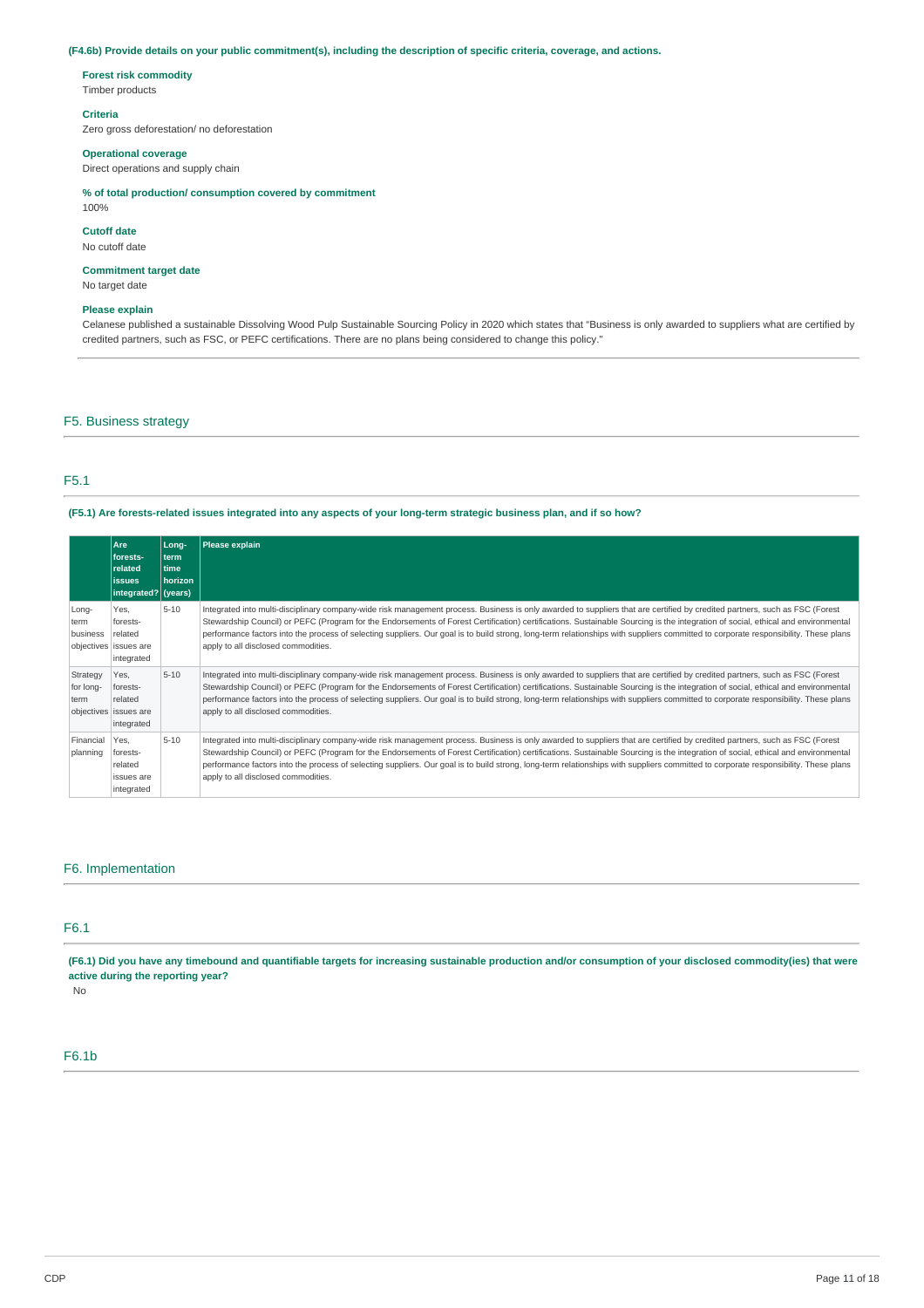**(F4.6b) Provide details on your public commitment(s), including the description of specific criteria, coverage, and actions.**

**Forest risk commodity**
Timber products

**Criteria**
Zero gross deforestation/ no deforestation

**Operational coverage**
Direct operations and supply chain

**% of total production/ consumption covered by commitment**
100%

**Cutoff date**
No cutoff date

**Commitment target date**
No target date

**Please explain**
Celanese published a sustainable Dissolving Wood Pulp Sustainable Sourcing Policy in 2020 which states that "Business is only awarded to suppliers what are certified by credited partners, such as FSC, or PEFC certifications. There are no plans being considered to change this policy."

## F5. Business strategy

### F5.1

**(F5.1) Are forests-related issues integrated into any aspects of your long-term strategic business plan, and if so how?**

| | Are forests-related issues integrated? | Long-term time horizon (years) | Please explain |
|---|---|---|---|
| Long-term business objectives | Yes, forests-related issues are integrated | 5-10 | Integrated into multi-disciplinary company-wide risk management process. Business is only awarded to suppliers that are certified by credited partners, such as FSC (Forest Stewardship Council) or PEFC (Program for the Endorsements of Forest Certification) certifications. Sustainable Sourcing is the integration of social, ethical and environmental performance factors into the process of selecting suppliers. Our goal is to build strong, long-term relationships with suppliers committed to corporate responsibility. These plans apply to all disclosed commodities. |
| Strategy for long-term objectives | Yes, forests-related issues are integrated | 5-10 | Integrated into multi-disciplinary company-wide risk management process. Business is only awarded to suppliers that are certified by credited partners, such as FSC (Forest Stewardship Council) or PEFC (Program for the Endorsements of Forest Certification) certifications. Sustainable Sourcing is the integration of social, ethical and environmental performance factors into the process of selecting suppliers. Our goal is to build strong, long-term relationships with suppliers committed to corporate responsibility. These plans apply to all disclosed commodities. |
| Financial planning | Yes, forests-related issues are integrated | 5-10 | Integrated into multi-disciplinary company-wide risk management process. Business is only awarded to suppliers that are certified by credited partners, such as FSC (Forest Stewardship Council) or PEFC (Program for the Endorsements of Forest Certification) certifications. Sustainable Sourcing is the integration of social, ethical and environmental performance factors into the process of selecting suppliers. Our goal is to build strong, long-term relationships with suppliers committed to corporate responsibility. These plans apply to all disclosed commodities. |

## F6. Implementation

### F6.1

**(F6.1) Did you have any timebound and quantifiable targets for increasing sustainable production and/or consumption of your disclosed commodity(ies) that were active during the reporting year?**

No

### F6.1b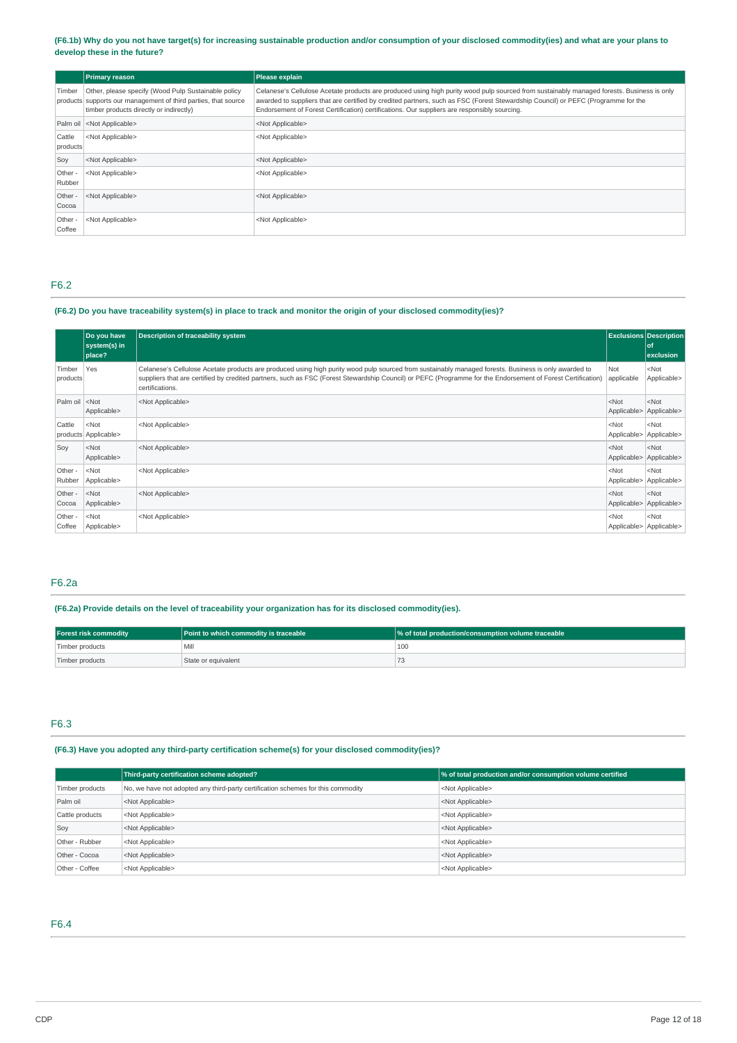**(F6.1b) Why do you not have target(s) for increasing sustainable production and/or consumption of your disclosed commodity(ies) and what are your plans to develop these in the future?**

| | Primary reason | Please explain |
|---|---|---|
| Timber products | Other, please specify (Wood Pulp Sustainable policy supports our management of third parties, that source timber products directly or indirectly) | Celanese's Cellulose Acetate products are produced using high purity wood pulp sourced from sustainably managed forests. Business is only awarded to suppliers that are certified by credited partners, such as FSC (Forest Stewardship Council) or PEFC (Programme for the Endorsement of Forest Certification) certifications. Our suppliers are responsibly sourcing. |
| Palm oil | <Not Applicable> | <Not Applicable> |
| Cattle products | <Not Applicable> | <Not Applicable> |
| Soy | <Not Applicable> | <Not Applicable> |
| Other - Rubber | <Not Applicable> | <Not Applicable> |
| Other - Cocoa | <Not Applicable> | <Not Applicable> |
| Other - Coffee | <Not Applicable> | <Not Applicable> |

## F6.2

**(F6.2) Do you have traceability system(s) in place to track and monitor the origin of your disclosed commodity(ies)?**

| | Do you have system(s) in place? | Description of traceability system | Exclusions | Description of exclusion |
|---|---|---|---|---|
| Timber products | Yes | Celanese's Cellulose Acetate products are produced using high purity wood pulp sourced from sustainably managed forests. Business is only awarded to suppliers that are certified by credited partners, such as FSC (Forest Stewardship Council) or PEFC (Programme for the Endorsement of Forest Certification) certifications. | Not applicable | <Not Applicable> |
| Palm oil | <Not Applicable> | <Not Applicable> | <Not Applicable> | <Not Applicable> |
| Cattle products | <Not Applicable> | <Not Applicable> | <Not Applicable> | <Not Applicable> |
| Soy | <Not Applicable> | <Not Applicable> | <Not Applicable> | <Not Applicable> |
| Other - Rubber | <Not Applicable> | <Not Applicable> | <Not Applicable> | <Not Applicable> |
| Other - Cocoa | <Not Applicable> | <Not Applicable> | <Not Applicable> | <Not Applicable> |
| Other - Coffee | <Not Applicable> | <Not Applicable> | <Not Applicable> | <Not Applicable> |

## F6.2a

**(F6.2a) Provide details on the level of traceability your organization has for its disclosed commodity(ies).**

| Forest risk commodity | Point to which commodity is traceable | % of total production/consumption volume traceable |
|---|---|---|
| Timber products | Mill | 100 |
| Timber products | State or equivalent | 73 |

## F6.3

**(F6.3) Have you adopted any third-party certification scheme(s) for your disclosed commodity(ies)?**

| | Third-party certification scheme adopted? | % of total production and/or consumption volume certified |
|---|---|---|
| Timber products | No, we have not adopted any third-party certification schemes for this commodity | <Not Applicable> |
| Palm oil | <Not Applicable> | <Not Applicable> |
| Cattle products | <Not Applicable> | <Not Applicable> |
| Soy | <Not Applicable> | <Not Applicable> |
| Other - Rubber | <Not Applicable> | <Not Applicable> |
| Other - Cocoa | <Not Applicable> | <Not Applicable> |
| Other - Coffee | <Not Applicable> | <Not Applicable> |

## F6.4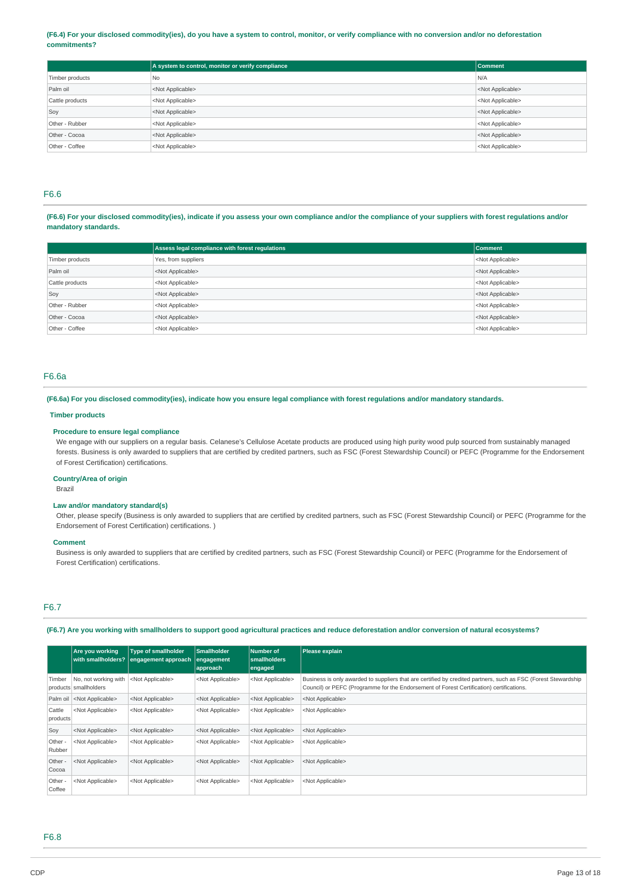**(F6.4) For your disclosed commodity(ies), do you have a system to control, monitor, or verify compliance with no conversion and/or no deforestation commitments?**

| | A system to control, monitor or verify compliance | Comment |
|---|---|---|
| Timber products | No | N/A |
| Palm oil | <Not Applicable> | <Not Applicable> |
| Cattle products | <Not Applicable> | <Not Applicable> |
| Soy | <Not Applicable> | <Not Applicable> |
| Other - Rubber | <Not Applicable> | <Not Applicable> |
| Other - Cocoa | <Not Applicable> | <Not Applicable> |
| Other - Coffee | <Not Applicable> | <Not Applicable> |

## F6.6

**(F6.6) For your disclosed commodity(ies), indicate if you assess your own compliance and/or the compliance of your suppliers with forest regulations and/or mandatory standards.**

| | Assess legal compliance with forest regulations | Comment |
|---|---|---|
| Timber products | Yes, from suppliers | <Not Applicable> |
| Palm oil | <Not Applicable> | <Not Applicable> |
| Cattle products | <Not Applicable> | <Not Applicable> |
| Soy | <Not Applicable> | <Not Applicable> |
| Other - Rubber | <Not Applicable> | <Not Applicable> |
| Other - Cocoa | <Not Applicable> | <Not Applicable> |
| Other - Coffee | <Not Applicable> | <Not Applicable> |

## F6.6a

**(F6.6a) For you disclosed commodity(ies), indicate how you ensure legal compliance with forest regulations and/or mandatory standards.**

**Timber products**

**Procedure to ensure legal compliance**

We engage with our suppliers on a regular basis. Celanese's Cellulose Acetate products are produced using high purity wood pulp sourced from sustainably managed forests. Business is only awarded to suppliers that are certified by credited partners, such as FSC (Forest Stewardship Council) or PEFC (Programme for the Endorsement of Forest Certification) certifications.

**Country/Area of origin**

Brazil

**Law and/or mandatory standard(s)**

Other, please specify (Business is only awarded to suppliers that are certified by credited partners, such as FSC (Forest Stewardship Council) or PEFC (Programme for the Endorsement of Forest Certification) certifications. )

**Comment**

Business is only awarded to suppliers that are certified by credited partners, such as FSC (Forest Stewardship Council) or PEFC (Programme for the Endorsement of Forest Certification) certifications.

## F6.7

**(F6.7) Are you working with smallholders to support good agricultural practices and reduce deforestation and/or conversion of natural ecosystems?**

| | Are you working with smallholders? | Type of smallholder engagement approach | Smallholder engagement approach | Number of smallholders engaged | Please explain |
|---|---|---|---|---|---|
| Timber products | No, not working with smallholders | <Not Applicable> | <Not Applicable> | <Not Applicable> | Business is only awarded to suppliers that are certified by credited partners, such as FSC (Forest Stewardship Council) or PEFC (Programme for the Endorsement of Forest Certification) certifications. |
| Palm oil | <Not Applicable> | <Not Applicable> | <Not Applicable> | <Not Applicable> | <Not Applicable> |
| Cattle products | <Not Applicable> | <Not Applicable> | <Not Applicable> | <Not Applicable> | <Not Applicable> |
| Soy | <Not Applicable> | <Not Applicable> | <Not Applicable> | <Not Applicable> | <Not Applicable> |
| Other - Rubber | <Not Applicable> | <Not Applicable> | <Not Applicable> | <Not Applicable> | <Not Applicable> |
| Other - Cocoa | <Not Applicable> | <Not Applicable> | <Not Applicable> | <Not Applicable> | <Not Applicable> |
| Other - Coffee | <Not Applicable> | <Not Applicable> | <Not Applicable> | <Not Applicable> | <Not Applicable> |

## F6.8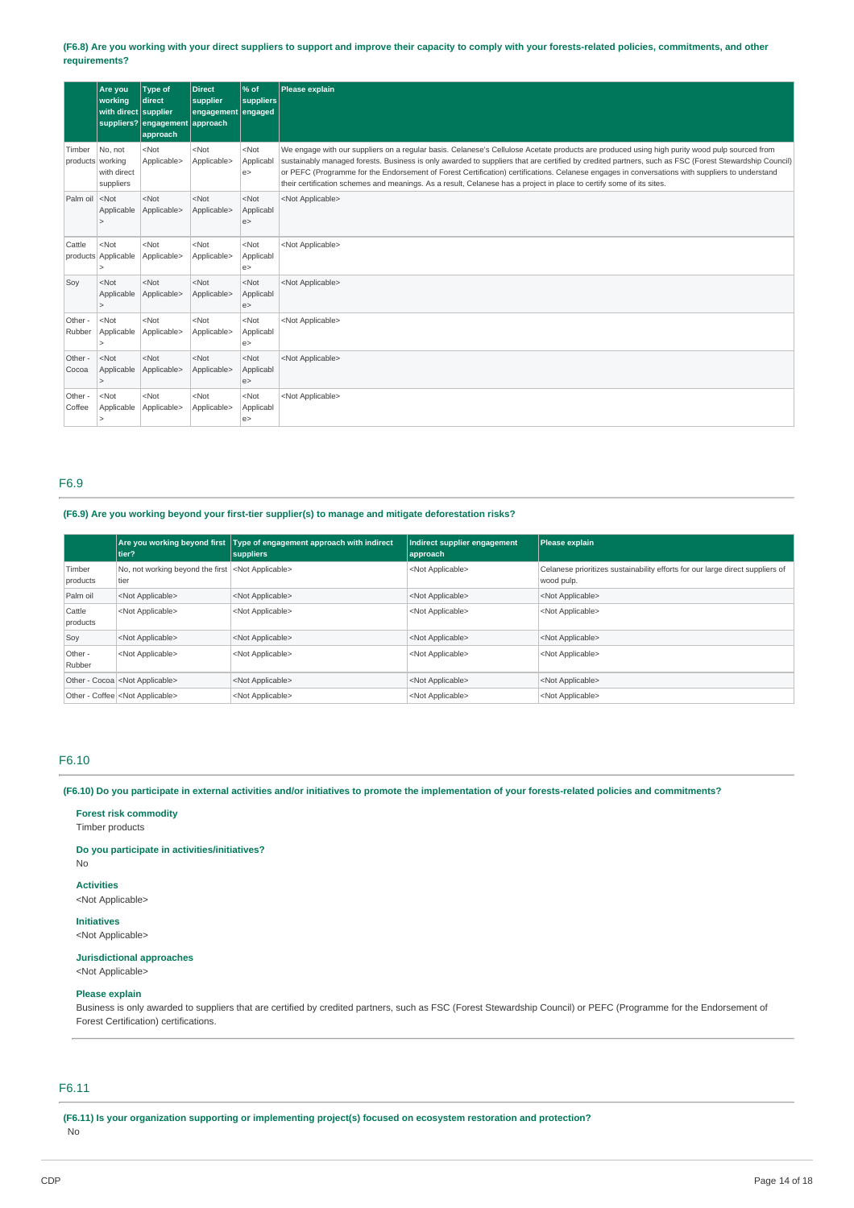**(F6.8) Are you working with your direct suppliers to support and improve their capacity to comply with your forests-related policies, commitments, and other requirements?**

| | Are you working with direct suppliers? | Type of direct supplier engagement approach | Direct supplier engagement approach | % of suppliers engaged | Please explain |
|---|---|---|---|---|---|
| Timber products | No, not working with direct suppliers | <Not Applicable> | <Not Applicable> | <Not Applicable> | We engage with our suppliers on a regular basis. Celanese's Cellulose Acetate products are produced using high purity wood pulp sourced from sustainably managed forests. Business is only awarded to suppliers that are certified by credited partners, such as FSC (Forest Stewardship Council) or PEFC (Programme for the Endorsement of Forest Certification) certifications. Celanese engages in conversations with suppliers to understand their certification schemes and meanings. As a result, Celanese has a project in place to certify some of its sites. |
| Palm oil | <Not Applicable> | <Not Applicable> | <Not Applicable> | <Not Applicable> | <Not Applicable> |
| Cattle products | <Not Applicable> | <Not Applicable> | <Not Applicable> | <Not Applicable> | <Not Applicable> |
| Soy | <Not Applicable> | <Not Applicable> | <Not Applicable> | <Not Applicable> | <Not Applicable> |
| Other - Rubber | <Not Applicable> | <Not Applicable> | <Not Applicable> | <Not Applicable> | <Not Applicable> |
| Other - Cocoa | <Not Applicable> | <Not Applicable> | <Not Applicable> | <Not Applicable> | <Not Applicable> |
| Other - Coffee | <Not Applicable> | <Not Applicable> | <Not Applicable> | <Not Applicable> | <Not Applicable> |

## F6.9

**(F6.9) Are you working beyond your first-tier supplier(s) to manage and mitigate deforestation risks?**

| | Are you working beyond first tier? | Type of engagement approach with indirect suppliers | Indirect supplier engagement approach | Please explain |
|---|---|---|---|---|
| Timber products | No, not working beyond the first tier | <Not Applicable> | <Not Applicable> | Celanese prioritizes sustainability efforts for our large direct suppliers of wood pulp. |
| Palm oil | <Not Applicable> | <Not Applicable> | <Not Applicable> | <Not Applicable> |
| Cattle products | <Not Applicable> | <Not Applicable> | <Not Applicable> | <Not Applicable> |
| Soy | <Not Applicable> | <Not Applicable> | <Not Applicable> | <Not Applicable> |
| Other - Rubber | <Not Applicable> | <Not Applicable> | <Not Applicable> | <Not Applicable> |
| Other - Cocoa | <Not Applicable> | <Not Applicable> | <Not Applicable> | <Not Applicable> |
| Other - Coffee | <Not Applicable> | <Not Applicable> | <Not Applicable> | <Not Applicable> |

## F6.10

**(F6.10) Do you participate in external activities and/or initiatives to promote the implementation of your forests-related policies and commitments?**

**Forest risk commodity**
Timber products

**Do you participate in activities/initiatives?**
No

**Activities**
<Not Applicable>

**Initiatives**
<Not Applicable>

**Jurisdictional approaches**
<Not Applicable>

**Please explain**
Business is only awarded to suppliers that are certified by credited partners, such as FSC (Forest Stewardship Council) or PEFC (Programme for the Endorsement of Forest Certification) certifications.

## F6.11

**(F6.11) Is your organization supporting or implementing project(s) focused on ecosystem restoration and protection?**
No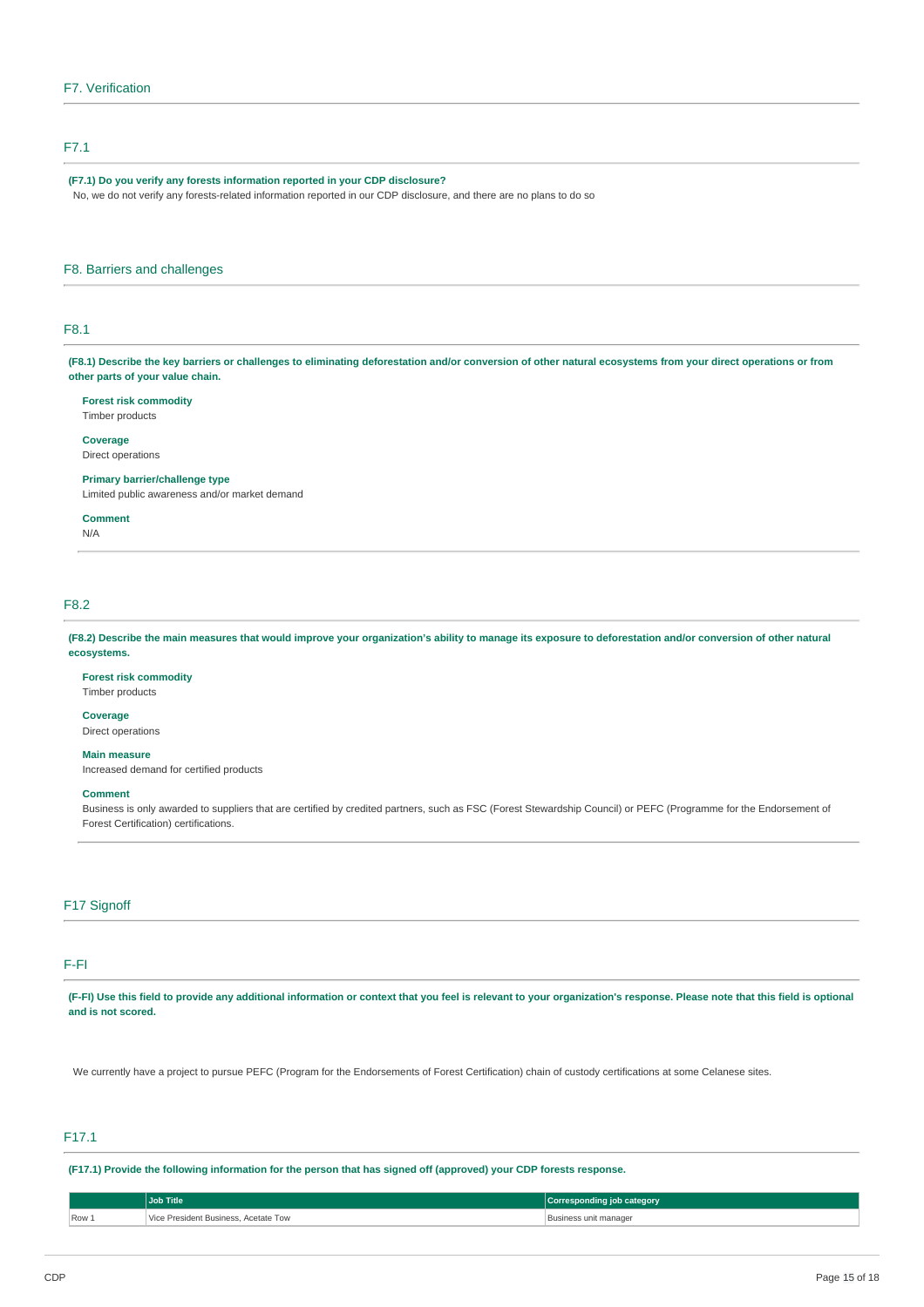## F7. Verification

### F7.1

**(F7.1) Do you verify any forests information reported in your CDP disclosure?**

No, we do not verify any forests-related information reported in our CDP disclosure, and there are no plans to do so

## F8. Barriers and challenges

### F8.1

**(F8.1) Describe the key barriers or challenges to eliminating deforestation and/or conversion of other natural ecosystems from your direct operations or from other parts of your value chain.**

**Forest risk commodity**
Timber products

**Coverage**
Direct operations

**Primary barrier/challenge type**
Limited public awareness and/or market demand

**Comment**
N/A

### F8.2

**(F8.2) Describe the main measures that would improve your organization's ability to manage its exposure to deforestation and/or conversion of other natural ecosystems.**

**Forest risk commodity**
Timber products

**Coverage**
Direct operations

**Main measure**
Increased demand for certified products

**Comment**
Business is only awarded to suppliers that are certified by credited partners, such as FSC (Forest Stewardship Council) or PEFC (Programme for the Endorsement of Forest Certification) certifications.

## F17 Signoff

### F-FI

**(F-FI) Use this field to provide any additional information or context that you feel is relevant to your organization's response. Please note that this field is optional and is not scored.**

We currently have a project to pursue PEFC (Program for the Endorsements of Forest Certification) chain of custody certifications at some Celanese sites.

### F17.1

**(F17.1) Provide the following information for the person that has signed off (approved) your CDP forests response.**

| | Job Title | Corresponding job category |
|---|---|---|
| Row 1 | Vice President Business, Acetate Tow | Business unit manager |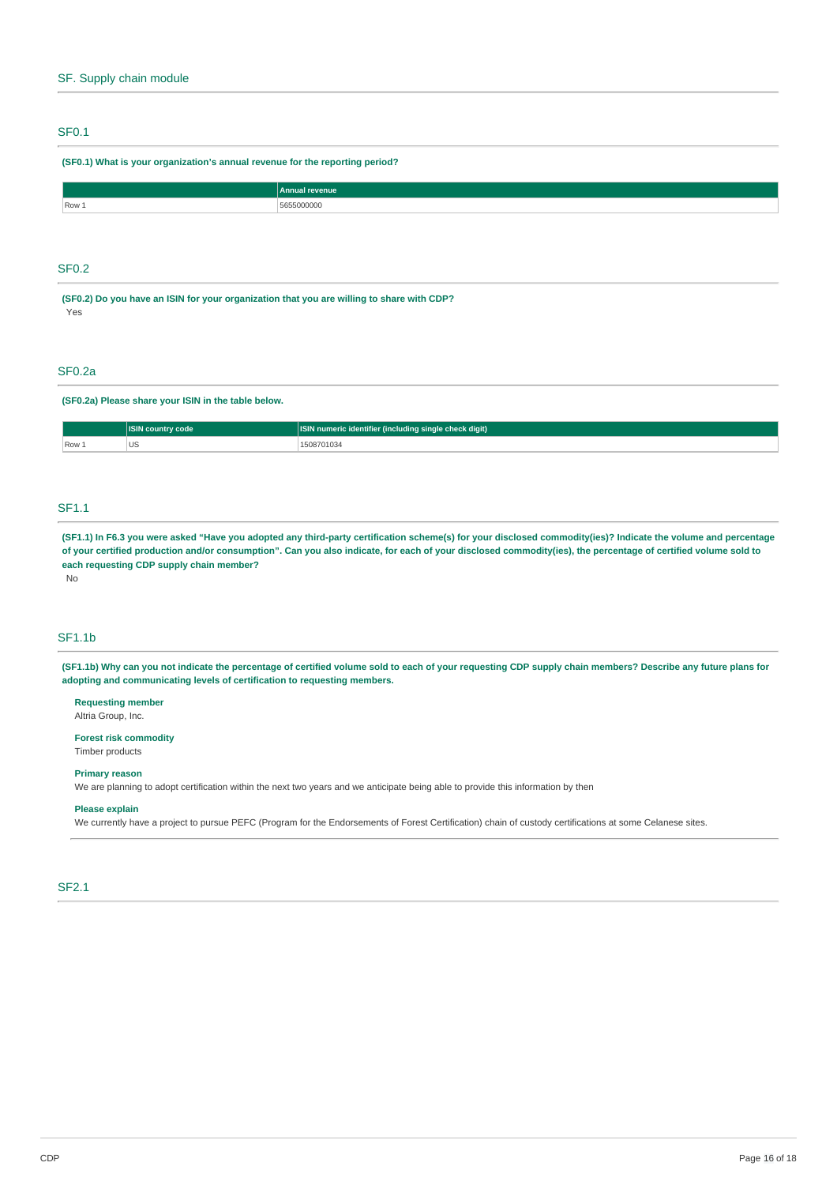## SF. Supply chain module

### SF0.1

**(SF0.1) What is your organization's annual revenue for the reporting period?**

| | Annual revenue |
|---|---|
| Row 1 | 5655000000 |

### SF0.2

**(SF0.2) Do you have an ISIN for your organization that you are willing to share with CDP?**

Yes

### SF0.2a

**(SF0.2a) Please share your ISIN in the table below.**

| | ISIN country code | ISIN numeric identifier (including single check digit) |
|---|---|---|
| Row 1 | US | 1508701034 |

### SF1.1

**(SF1.1) In F6.3 you were asked "Have you adopted any third-party certification scheme(s) for your disclosed commodity(ies)? Indicate the volume and percentage of your certified production and/or consumption". Can you also indicate, for each of your disclosed commodity(ies), the percentage of certified volume sold to each requesting CDP supply chain member?**

No

### SF1.1b

**(SF1.1b) Why can you not indicate the percentage of certified volume sold to each of your requesting CDP supply chain members? Describe any future plans for adopting and communicating levels of certification to requesting members.**

**Requesting member**
Altria Group, Inc.

**Forest risk commodity**
Timber products

**Primary reason**
We are planning to adopt certification within the next two years and we anticipate being able to provide this information by then

**Please explain**
We currently have a project to pursue PEFC (Program for the Endorsements of Forest Certification) chain of custody certifications at some Celanese sites.

### SF2.1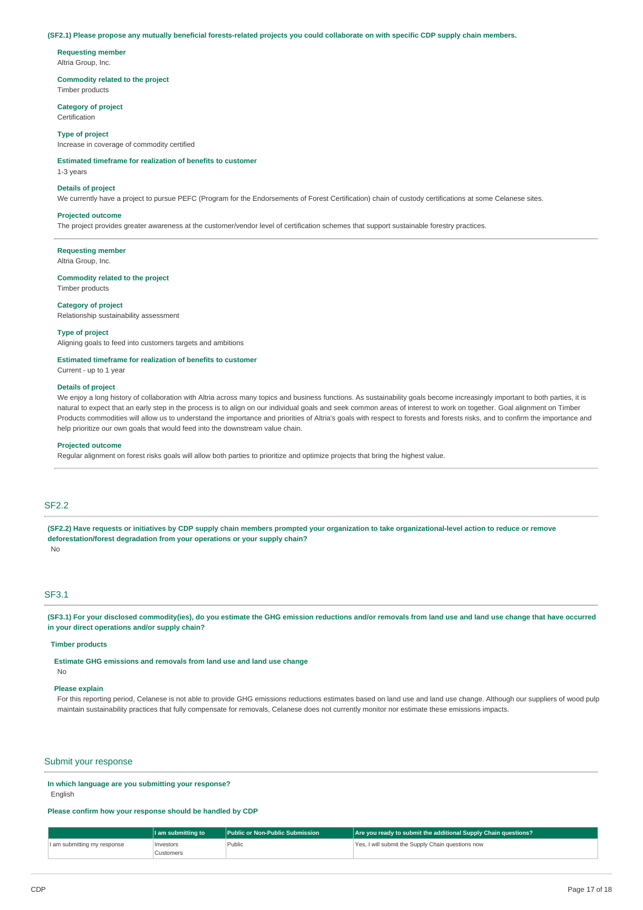**(SF2.1) Please propose any mutually beneficial forests-related projects you could collaborate on with specific CDP supply chain members.**

**Requesting member**
Altria Group, Inc.

**Commodity related to the project**
Timber products

**Category of project**
Certification

**Type of project**
Increase in coverage of commodity certified

**Estimated timeframe for realization of benefits to customer**
1-3 years

**Details of project**
We currently have a project to pursue PEFC (Program for the Endorsements of Forest Certification) chain of custody certifications at some Celanese sites.

**Projected outcome**
The project provides greater awareness at the customer/vendor level of certification schemes that support sustainable forestry practices.

---

**Requesting member**
Altria Group, Inc.

**Commodity related to the project**
Timber products

**Category of project**
Relationship sustainability assessment

**Type of project**
Aligning goals to feed into customers targets and ambitions

**Estimated timeframe for realization of benefits to customer**
Current - up to 1 year

**Details of project**
We enjoy a long history of collaboration with Altria across many topics and business functions. As sustainability goals become increasingly important to both parties, it is natural to expect that an early step in the process is to align on our individual goals and seek common areas of interest to work on together. Goal alignment on Timber Products commodities will allow us to understand the importance and priorities of Altria's goals with respect to forests and forests risks, and to confirm the importance and help prioritize our own goals that would feed into the downstream value chain.

**Projected outcome**
Regular alignment on forest risks goals will allow both parties to prioritize and optimize projects that bring the highest value.

---

## SF2.2

**(SF2.2) Have requests or initiatives by CDP supply chain members prompted your organization to take organizational-level action to reduce or remove deforestation/forest degradation from your operations or your supply chain?**

No

## SF3.1

**(SF3.1) For your disclosed commodity(ies), do you estimate the GHG emission reductions and/or removals from land use and land use change that have occurred in your direct operations and/or supply chain?**

**Timber products**

**Estimate GHG emissions and removals from land use and land use change**
No

**Please explain**
For this reporting period, Celanese is not able to provide GHG emissions reductions estimates based on land use and land use change. Although our suppliers of wood pulp maintain sustainability practices that fully compensate for removals, Celanese does not currently monitor nor estimate these emissions impacts.

## Submit your response

**In which language are you submitting your response?**
English

**Please confirm how your response should be handled by CDP**

| | I am submitting to | Public or Non-Public Submission | Are you ready to submit the additional Supply Chain questions? |
|---|---|---|---|
| I am submitting my response | Investors<br>Customers | Public | Yes, I will submit the Supply Chain questions now |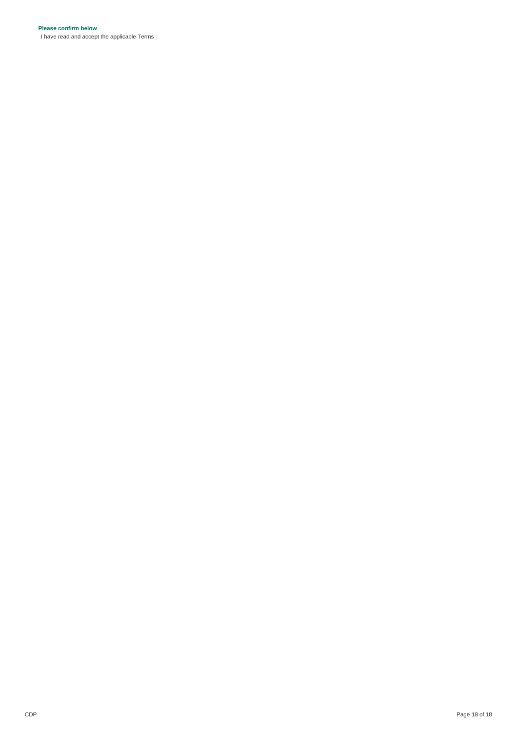**Please confirm below**

I have read and accept the applicable Terms